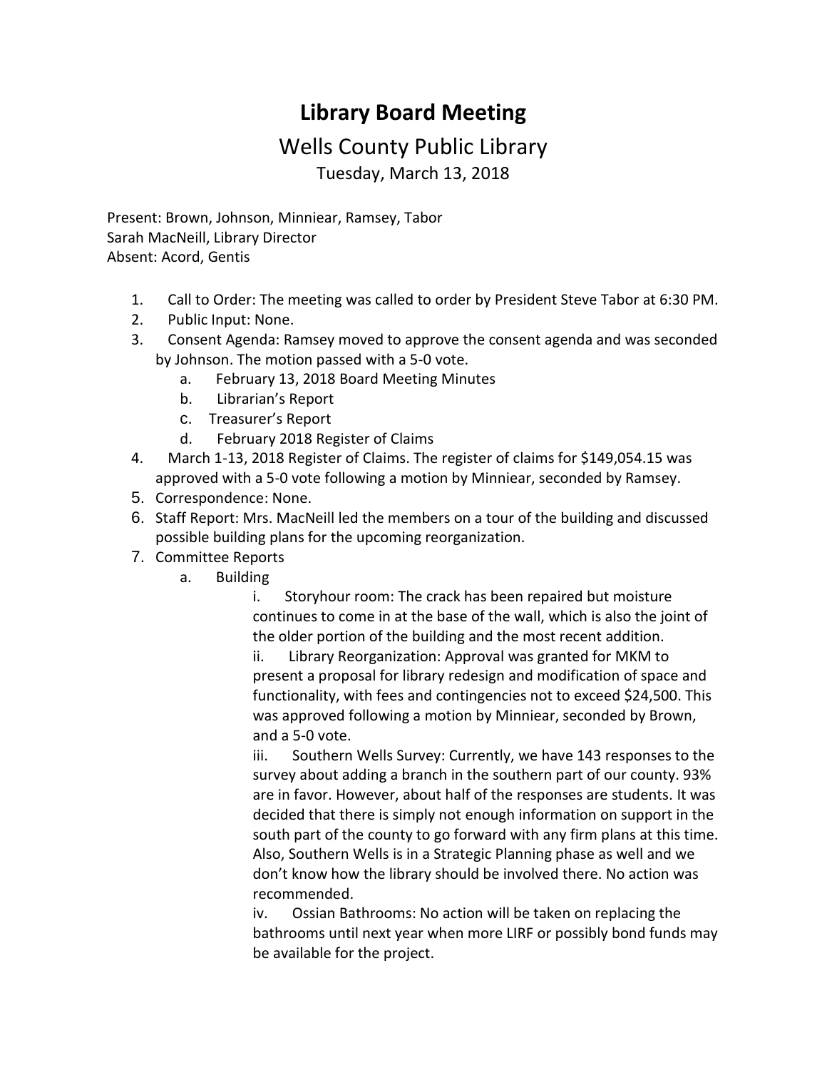# Library Board Meeting

## Wells County Public Library

Tuesday, March 13, 2018

Present: Brown, Johnson, Minniear, Ramsey, Tabor
Sarah MacNeill, Library Director
Absent: Acord, Gentis

1. Call to Order: The meeting was called to order by President Steve Tabor at 6:30 PM.
2. Public Input: None.
3. Consent Agenda: Ramsey moved to approve the consent agenda and was seconded by Johnson. The motion passed with a 5-0 vote.
    a. February 13, 2018 Board Meeting Minutes
    b. Librarian's Report
    c. Treasurer's Report
    d. February 2018 Register of Claims
4. March 1-13, 2018 Register of Claims. The register of claims for $149,054.15 was approved with a 5-0 vote following a motion by Minniear, seconded by Ramsey.
5. Correspondence: None.
6. Staff Report: Mrs. MacNeill led the members on a tour of the building and discussed possible building plans for the upcoming reorganization.
7. Committee Reports
    a. Building
        i. Storyhour room: The crack has been repaired but moisture continues to come in at the base of the wall, which is also the joint of the older portion of the building and the most recent addition.
        ii. Library Reorganization: Approval was granted for MKM to present a proposal for library redesign and modification of space and functionality, with fees and contingencies not to exceed $24,500. This was approved following a motion by Minniear, seconded by Brown, and a 5-0 vote.
        iii. Southern Wells Survey: Currently, we have 143 responses to the survey about adding a branch in the southern part of our county. 93% are in favor. However, about half of the responses are students. It was decided that there is simply not enough information on support in the south part of the county to go forward with any firm plans at this time. Also, Southern Wells is in a Strategic Planning phase as well and we don't know how the library should be involved there. No action was recommended.
        iv. Ossian Bathrooms: No action will be taken on replacing the bathrooms until next year when more LIRF or possibly bond funds may be available for the project.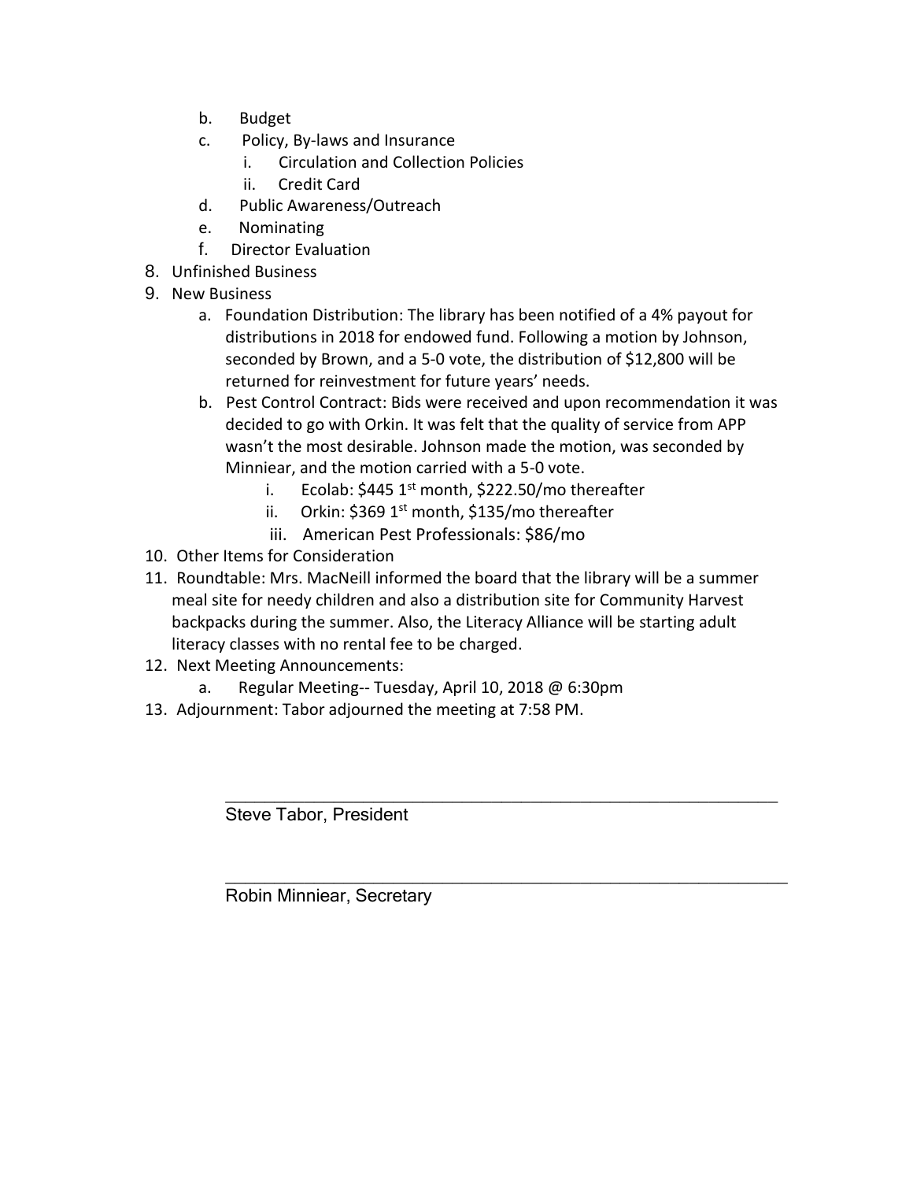b. Budget
   c. Policy, By-laws and Insurance
      i. Circulation and Collection Policies
      ii. Credit Card
   d. Public Awareness/Outreach
   e. Nominating
   f. Director Evaluation

8. Unfinished Business
9. New Business
   a. Foundation Distribution: The library has been notified of a 4% payout for distributions in 2018 for endowed fund. Following a motion by Johnson, seconded by Brown, and a 5-0 vote, the distribution of $12,800 will be returned for reinvestment for future years' needs.
   b. Pest Control Contract: Bids were received and upon recommendation it was decided to go with Orkin. It was felt that the quality of service from APP wasn't the most desirable. Johnson made the motion, was seconded by Minniear, and the motion carried with a 5-0 vote.
      i. Ecolab: $445 1st month, $222.50/mo thereafter
      ii. Orkin: $369 1st month, $135/mo thereafter
      iii. American Pest Professionals: $86/mo
10. Other Items for Consideration
11. Roundtable: Mrs. MacNeill informed the board that the library will be a summer meal site for needy children and also a distribution site for Community Harvest backpacks during the summer. Also, the Literacy Alliance will be starting adult literacy classes with no rental fee to be charged.
12. Next Meeting Announcements:
    a. Regular Meeting-- Tuesday, April 10, 2018 @ 6:30pm
13. Adjournment: Tabor adjourned the meeting at 7:58 PM.

\_\_\_\_\_\_\_\_\_\_\_\_\_\_\_\_\_\_\_\_\_\_\_\_\_\_\_\_\_\_\_\_\_\_\_\_\_\_\_\_\_\_\_\_\_\_\_\_

Steve Tabor, President

\_\_\_\_\_\_\_\_\_\_\_\_\_\_\_\_\_\_\_\_\_\_\_\_\_\_\_\_\_\_\_\_\_\_\_\_\_\_\_\_\_\_\_\_\_\_\_\_

Robin Minniear, Secretary